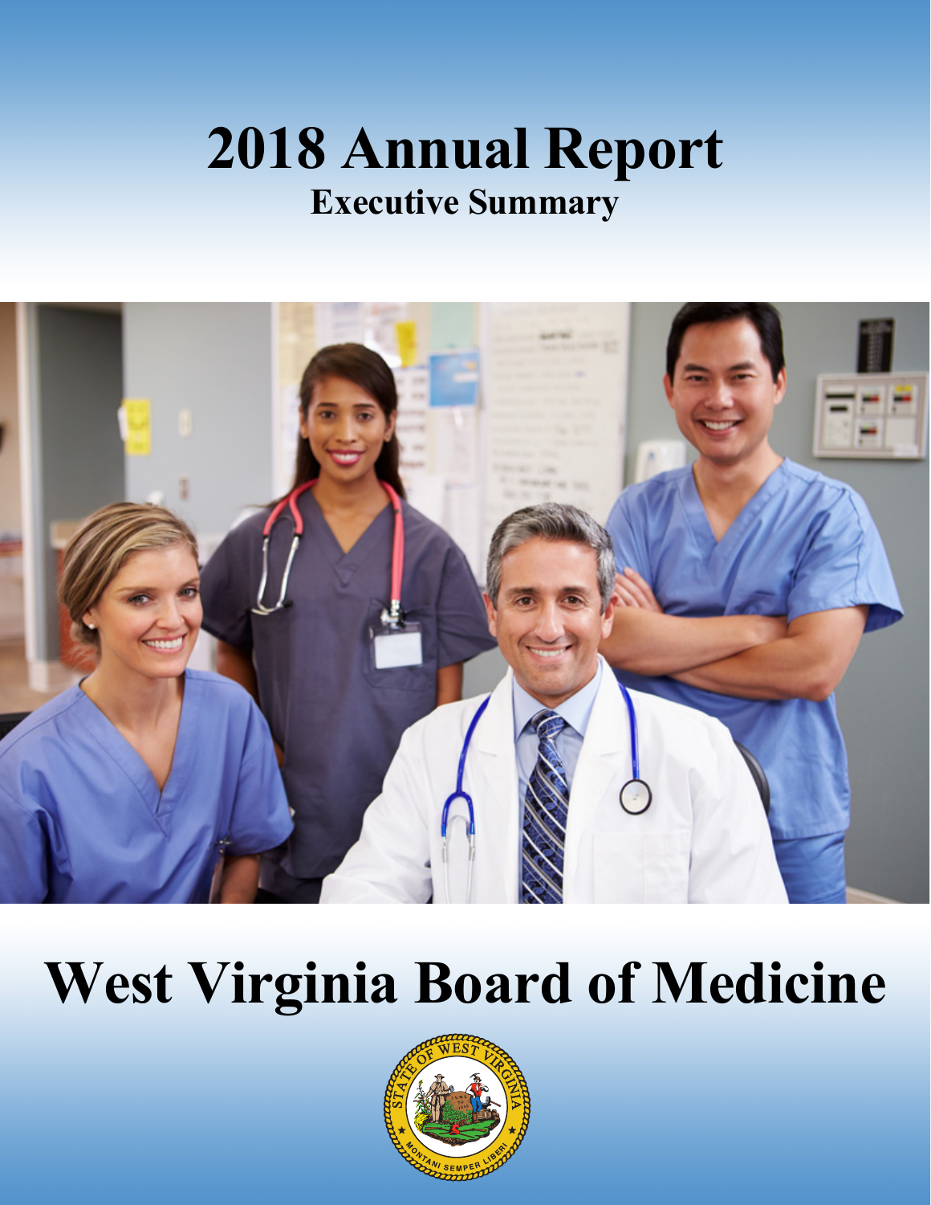# 2018 Annual Report

## Executive Summary

# West Virginia Board of Medicine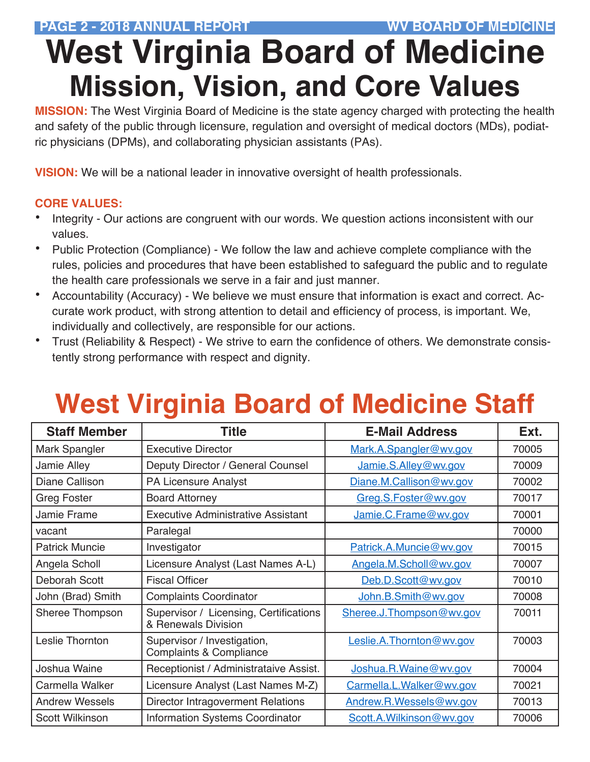# West Virginia Board of Medicine Mission, Vision, and Core Values

**MISSION:** The West Virginia Board of Medicine is the state agency charged with protecting the health and safety of the public through licensure, regulation and oversight of medical doctors (MDs), podiatric physicians (DPMs), and collaborating physician assistants (PAs).

**VISION:** We will be a national leader in innovative oversight of health professionals.

**CORE VALUES:**

- Integrity - Our actions are congruent with our words. We question actions inconsistent with our values.
- Public Protection (Compliance) - We follow the law and achieve complete compliance with the rules, policies and procedures that have been established to safeguard the public and to regulate the health care professionals we serve in a fair and just manner.
- Accountability (Accuracy) - We believe we must ensure that information is exact and correct. Accurate work product, with strong attention to detail and efficiency of process, is important. We, individually and collectively, are responsible for our actions.
- Trust (Reliability & Respect) - We strive to earn the confidence of others. We demonstrate consistently strong performance with respect and dignity.

# West Virginia Board of Medicine Staff

| Staff Member | Title | E-Mail Address | Ext. |
|---|---|---|---|
| Mark Spangler | Executive Director | Mark.A.Spangler@wv.gov | 70005 |
| Jamie Alley | Deputy Director / General Counsel | Jamie.S.Alley@wv.gov | 70009 |
| Diane Callison | PA Licensure Analyst | Diane.M.Callison@wv.gov | 70002 |
| Greg Foster | Board Attorney | Greg.S.Foster@wv.gov | 70017 |
| Jamie Frame | Executive Administrative Assistant | Jamie.C.Frame@wv.gov | 70001 |
| vacant | Paralegal | | 70000 |
| Patrick Muncie | Investigator | Patrick.A.Muncie@wv.gov | 70015 |
| Angela Scholl | Licensure Analyst (Last Names A-L) | Angela.M.Scholl@wv.gov | 70007 |
| Deborah Scott | Fiscal Officer | Deb.D.Scott@wv.gov | 70010 |
| John (Brad) Smith | Complaints Coordinator | John.B.Smith@wv.gov | 70008 |
| Sheree Thompson | Supervisor / Licensing, Certifications & Renewals Division | Sheree.J.Thompson@wv.gov | 70011 |
| Leslie Thornton | Supervisor / Investigation, Complaints & Compliance | Leslie.A.Thornton@wv.gov | 70003 |
| Joshua Waine | Receptionist / Administrataive Assist. | Joshua.R.Waine@wv.gov | 70004 |
| Carmella Walker | Licensure Analyst (Last Names M-Z) | Carmella.L.Walker@wv.gov | 70021 |
| Andrew Wessels | Director Intragoverment Relations | Andrew.R.Wessels@wv.gov | 70013 |
| Scott Wilkinson | Information Systems Coordinator | Scott.A.Wilkinson@wv.gov | 70006 |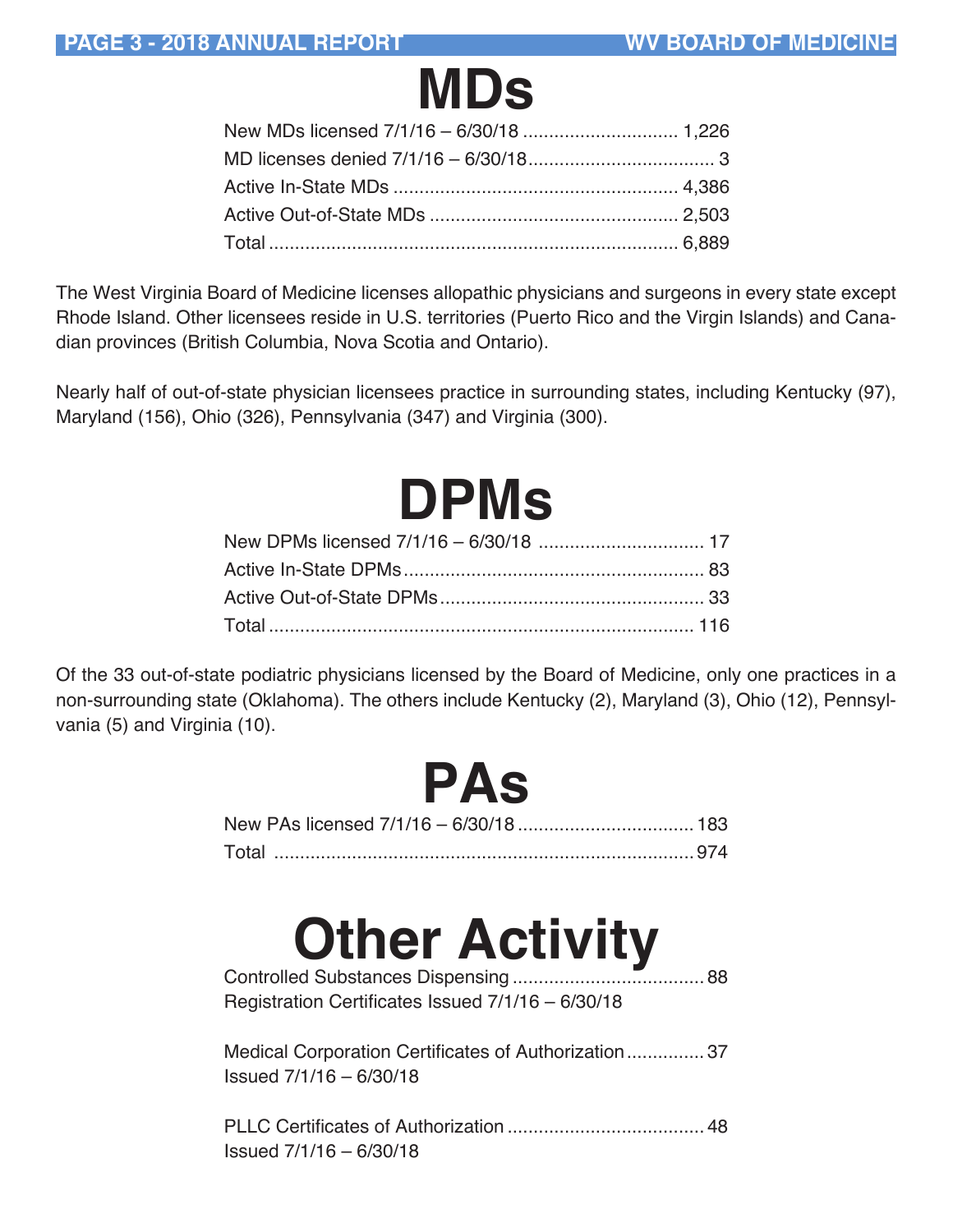# MDs

| | |
|---|---|
| New MDs licensed 7/1/16 – 6/30/18 | 1,226 |
| MD licenses denied 7/1/16 – 6/30/18 | 3 |
| Active In-State MDs | 4,386 |
| Active Out-of-State MDs | 2,503 |
| Total | 6,889 |

The West Virginia Board of Medicine licenses allopathic physicians and surgeons in every state except Rhode Island. Other licensees reside in U.S. territories (Puerto Rico and the Virgin Islands) and Canadian provinces (British Columbia, Nova Scotia and Ontario).

Nearly half of out-of-state physician licensees practice in surrounding states, including Kentucky (97), Maryland (156), Ohio (326), Pennsylvania (347) and Virginia (300).

# DPMs

| | |
|---|---|
| New DPMs licensed 7/1/16 – 6/30/18 | 17 |
| Active In-State DPMs | 83 |
| Active Out-of-State DPMs | 33 |
| Total | 116 |

Of the 33 out-of-state podiatric physicians licensed by the Board of Medicine, only one practices in a non-surrounding state (Oklahoma). The others include Kentucky (2), Maryland (3), Ohio (12), Pennsylvania (5) and Virginia (10).

# PAs

| | |
|---|---|
| New PAs licensed 7/1/16 – 6/30/18 | 183 |
| Total | 974 |

# Other Activity

| | |
|---|---|
| Controlled Substances Dispensing Registration Certificates Issued 7/1/16 – 6/30/18 | 88 |
| Medical Corporation Certificates of Authorization Issued 7/1/16 – 6/30/18 | 37 |
| PLLC Certificates of Authorization Issued 7/1/16 – 6/30/18 | 48 |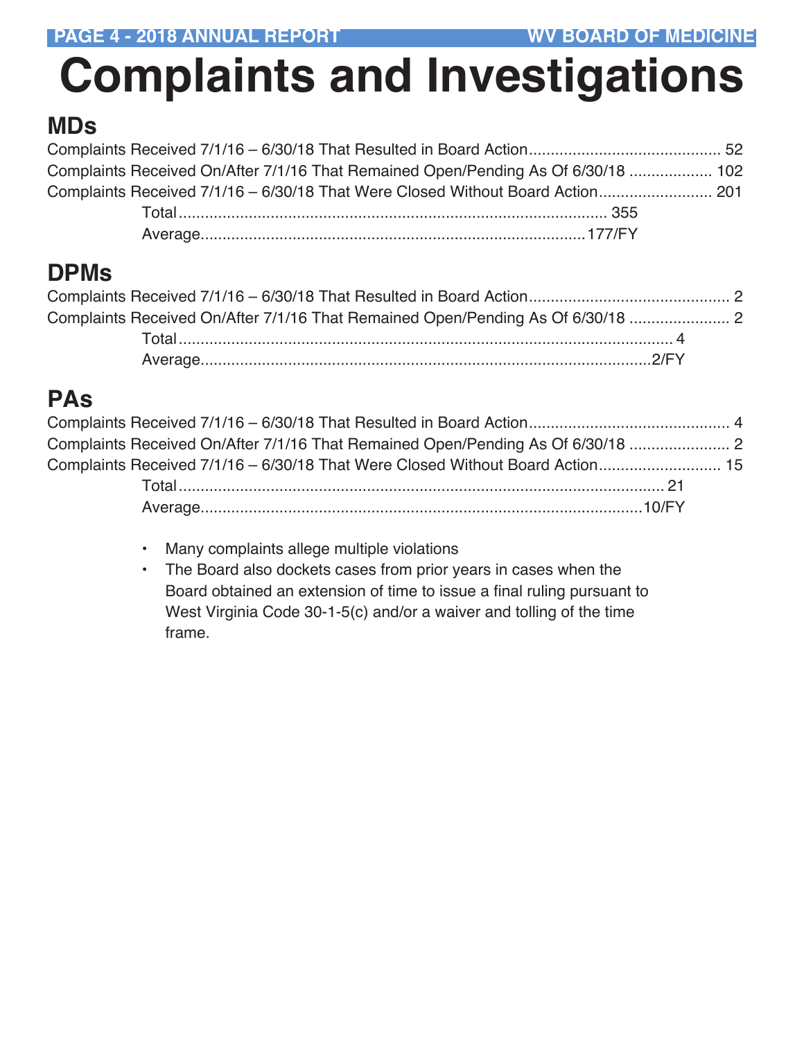# Complaints and Investigations

## MDs

Complaints Received 7/1/16 – 6/30/18 That Resulted in Board Action........................................... 52
Complaints Received On/After 7/1/16 That Remained Open/Pending As Of 6/30/18 .................. 102
Complaints Received 7/1/16 – 6/30/18 That Were Closed Without Board Action.......................... 201

Total.................................................................................................. 355
Average.......................................................................................177/FY

## DPMs

Complaints Received 7/1/16 – 6/30/18 That Resulted in Board Action............................................. 2
Complaints Received On/After 7/1/16 That Remained Open/Pending As Of 6/30/18 ....................... 2

Total................................................................................................................ 4
Average......................................................................................................2/FY

## PAs

Complaints Received 7/1/16 – 6/30/18 That Resulted in Board Action............................................. 4
Complaints Received On/After 7/1/16 That Remained Open/Pending As Of 6/30/18 ....................... 2
Complaints Received 7/1/16 – 6/30/18 That Were Closed Without Board Action............................ 15

Total.............................................................................................................. 21
Average....................................................................................................10/FY

- Many complaints allege multiple violations
- The Board also dockets cases from prior years in cases when the Board obtained an extension of time to issue a final ruling pursuant to West Virginia Code 30-1-5(c) and/or a waiver and tolling of the time frame.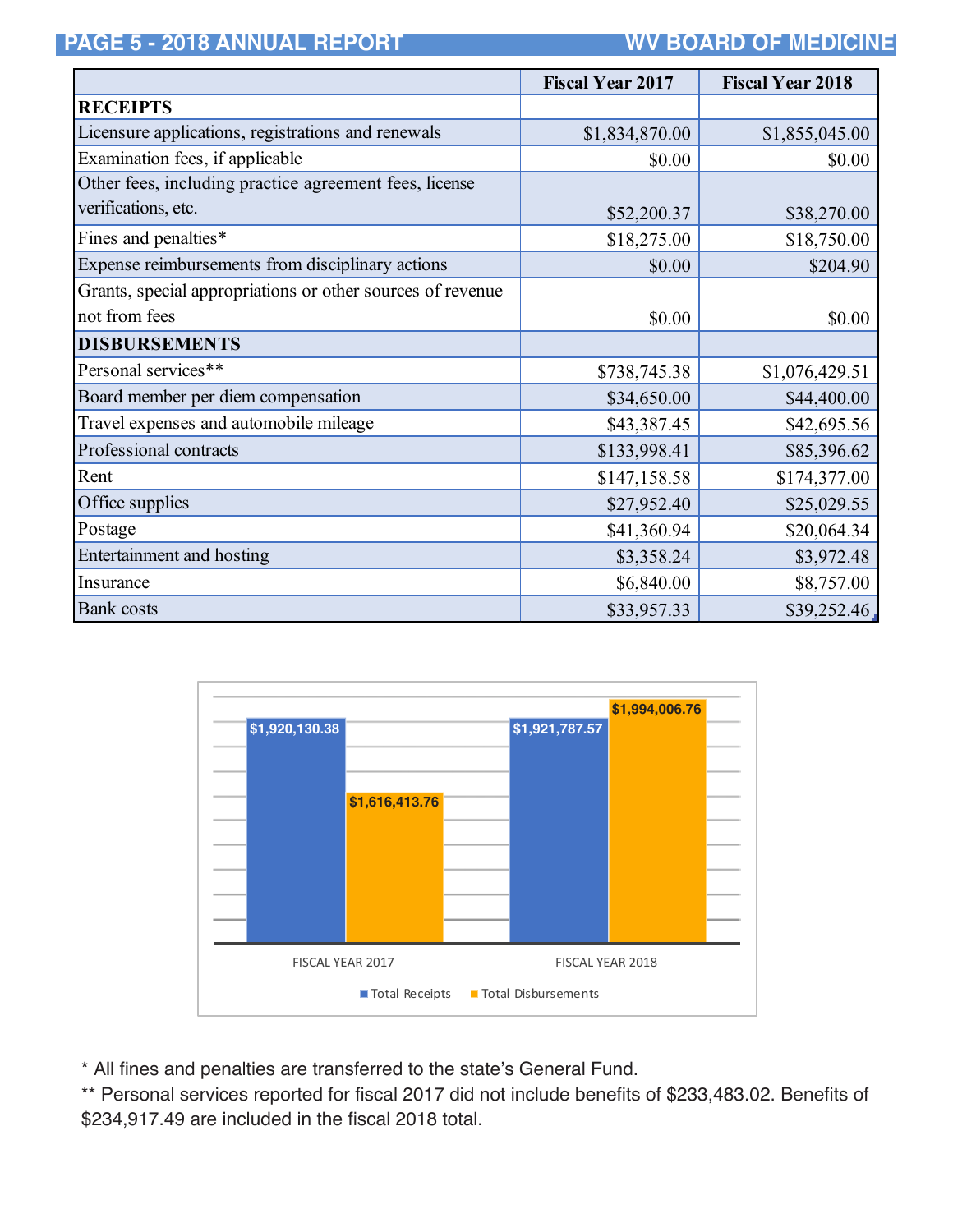| | Fiscal Year 2017 | Fiscal Year 2018 |
|---|---|---|
| **RECEIPTS** | | |
| Licensure applications, registrations and renewals | $1,834,870.00 | $1,855,045.00 |
| Examination fees, if applicable | $0.00 | $0.00 |
| Other fees, including practice agreement fees, license verifications, etc. | $52,200.37 | $38,270.00 |
| Fines and penalties* | $18,275.00 | $18,750.00 |
| Expense reimbursements from disciplinary actions | $0.00 | $204.90 |
| Grants, special appropriations or other sources of revenue not from fees | $0.00 | $0.00 |
| **DISBURSEMENTS** | | |
| Personal services** | $738,745.38 | $1,076,429.51 |
| Board member per diem compensation | $34,650.00 | $44,400.00 |
| Travel expenses and automobile mileage | $43,387.45 | $42,695.56 |
| Professional contracts | $133,998.41 | $85,396.62 |
| Rent | $147,158.58 | $174,377.00 |
| Office supplies | $27,952.40 | $25,029.55 |
| Postage | $41,360.94 | $20,064.34 |
| Entertainment and hosting | $3,358.24 | $3,972.48 |
| Insurance | $6,840.00 | $8,757.00 |
| Bank costs | $33,957.33 | $39,252.46 |

| | Total Receipts | Total Disbursements |
|---|---|---|
| FISCAL YEAR 2017 | $1,920,130.38 | $1,616,413.76 |
| FISCAL YEAR 2018 | $1,921,787.57 | $1,994,006.76 |

\* All fines and penalties are transferred to the state's General Fund.

\*\* Personal services reported for fiscal 2017 did not include benefits of $233,483.02. Benefits of $234,917.49 are included in the fiscal 2018 total.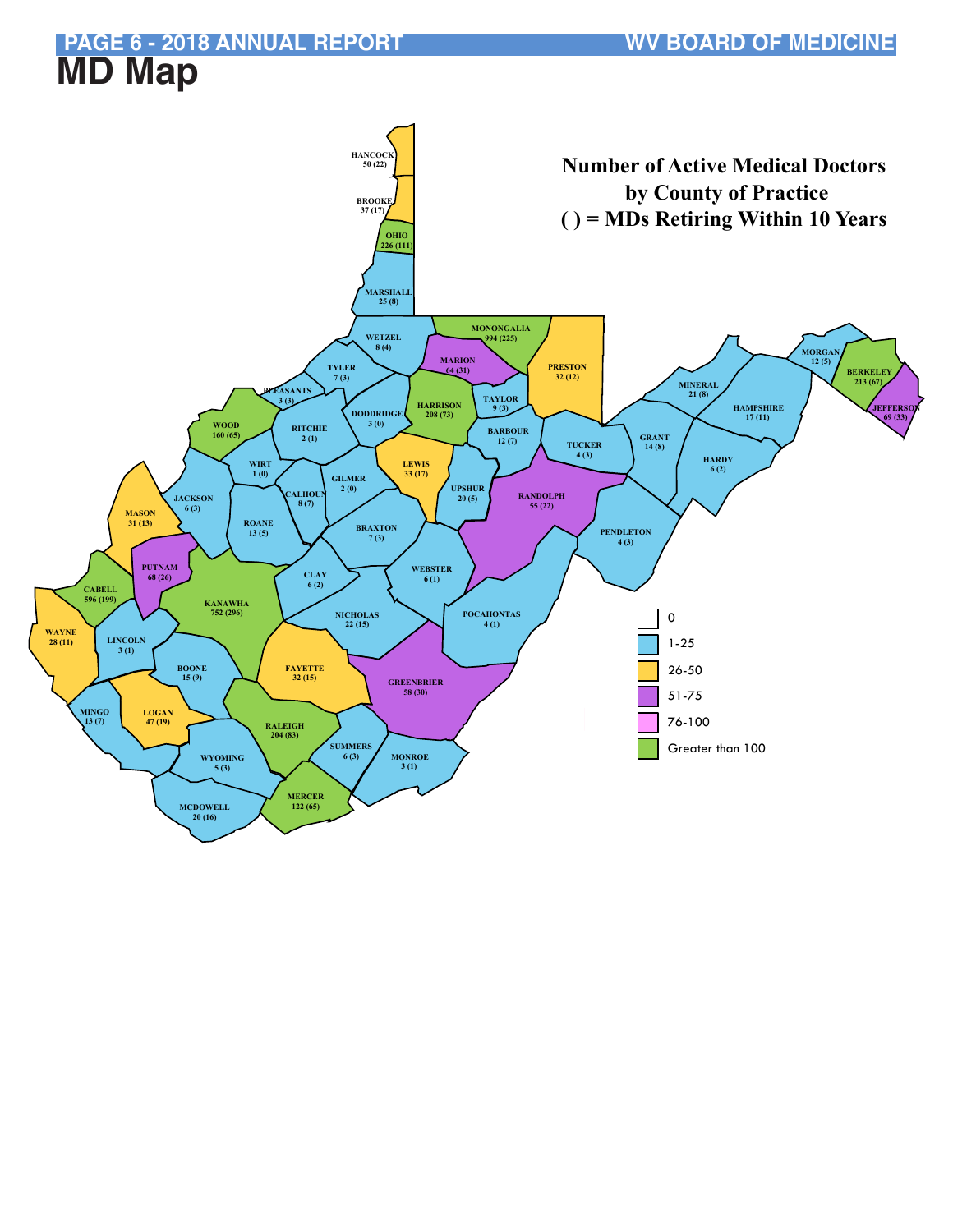# MD Map

## Number of Active Medical Doctors by County of Practice

( ) = MDs Retiring Within 10 Years

| County | Active MDs | MDs Retiring Within 10 Years |
|---|---|---|
| Hancock | 50 | 22 |
| Brooke | 37 | 17 |
| Ohio | 226 | 111 |
| Marshall | 25 | 8 |
| Wetzel | 8 | 4 |
| Monongalia | 994 | 225 |
| Marion | 64 | 31 |
| Preston | 32 | 12 |
| Tyler | 7 | 3 |
| Pleasants | 3 | 3 |
| Taylor | 9 | 3 |
| Harrison | 208 | 73 |
| Doddridge | 3 | 0 |
| Wood | 160 | 65 |
| Ritchie | 2 | 1 |
| Barbour | 12 | 7 |
| Tucker | 4 | 3 |
| Mineral | 21 | 8 |
| Morgan | 12 | 5 |
| Berkeley | 213 | 67 |
| Jefferson | 69 | 33 |
| Hampshire | 17 | 11 |
| Grant | 14 | 8 |
| Hardy | 6 | 2 |
| Wirt | 1 | 0 |
| Lewis | 33 | 17 |
| Gilmer | 2 | 0 |
| Calhoun | 8 | 7 |
| Upshur | 20 | 5 |
| Randolph | 55 | 22 |
| Jackson | 6 | 3 |
| Mason | 31 | 13 |
| Roane | 13 | 5 |
| Braxton | 7 | 3 |
| Pendleton | 4 | 3 |
| Putnam | 68 | 26 |
| Cabell | 596 | 199 |
| Clay | 6 | 2 |
| Webster | 6 | 1 |
| Kanawha | 752 | 296 |
| Nicholas | 22 | 15 |
| Pocahontas | 4 | 1 |
| Wayne | 28 | 11 |
| Lincoln | 3 | 1 |
| Boone | 15 | 9 |
| Fayette | 32 | 15 |
| Greenbrier | 58 | 30 |
| Mingo | 13 | 7 |
| Logan | 47 | 19 |
| Raleigh | 204 | 83 |
| Summers | 6 | 3 |
| Monroe | 3 | 1 |
| Wyoming | 5 | 3 |
| Mercer | 122 | 65 |
| McDowell | 20 | 16 |

Legend:

- 0
- 1-25
- 26-50
- 51-75
- 76-100
- Greater than 100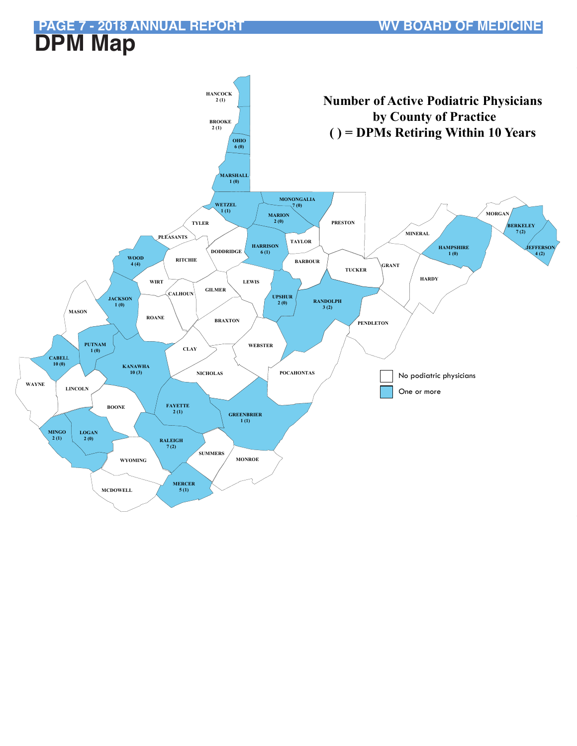# DPM Map

**Number of Active Podiatric Physicians by County of Practice**
**( ) = DPMs Retiring Within 10 Years**

| County | Active DPMs | Retiring Within 10 Years |
|---|---|---|
| HANCOCK | 2 | (1) |
| BROOKE | 2 | (1) |
| OHIO | 6 | (0) |
| MARSHALL | 1 | (0) |
| WETZEL | 1 | (1) |
| MONONGALIA | 7 | (0) |
| MARION | 2 | (0) |
| HARRISON | 6 | (1) |
| WOOD | 4 | (4) |
| JACKSON | 1 | (0) |
| UPSHUR | 2 | (0) |
| RANDOLPH | 3 | (2) |
| HAMPSHIRE | 1 | (0) |
| BERKELEY | 7 | (2) |
| JEFFERSON | 4 | (2) |
| PUTNAM | 1 | (0) |
| CABELL | 10 | (0) |
| KANAWHA | 10 | (3) |
| FAYETTE | 2 | (1) |
| GREENBRIER | 1 | (1) |
| MINGO | 2 | (1) |
| LOGAN | 2 | (0) |
| RALEIGH | 7 | (2) |
| MERCER | 5 | (1) |

Counties with no podiatric physicians: Tyler, Pleasants, Ritchie, Doddridge, Taylor, Preston, Barbour, Tucker, Mineral, Morgan, Grant, Hardy, Wirt, Calhoun, Gilmer, Lewis, Mason, Roane, Braxton, Pendleton, Clay, Webster, Nicholas, Pocahontas, Wayne, Lincoln, Boone, Summers, Monroe, Wyoming, McDowell.

Legend:
- No podiatric physicians
- One or more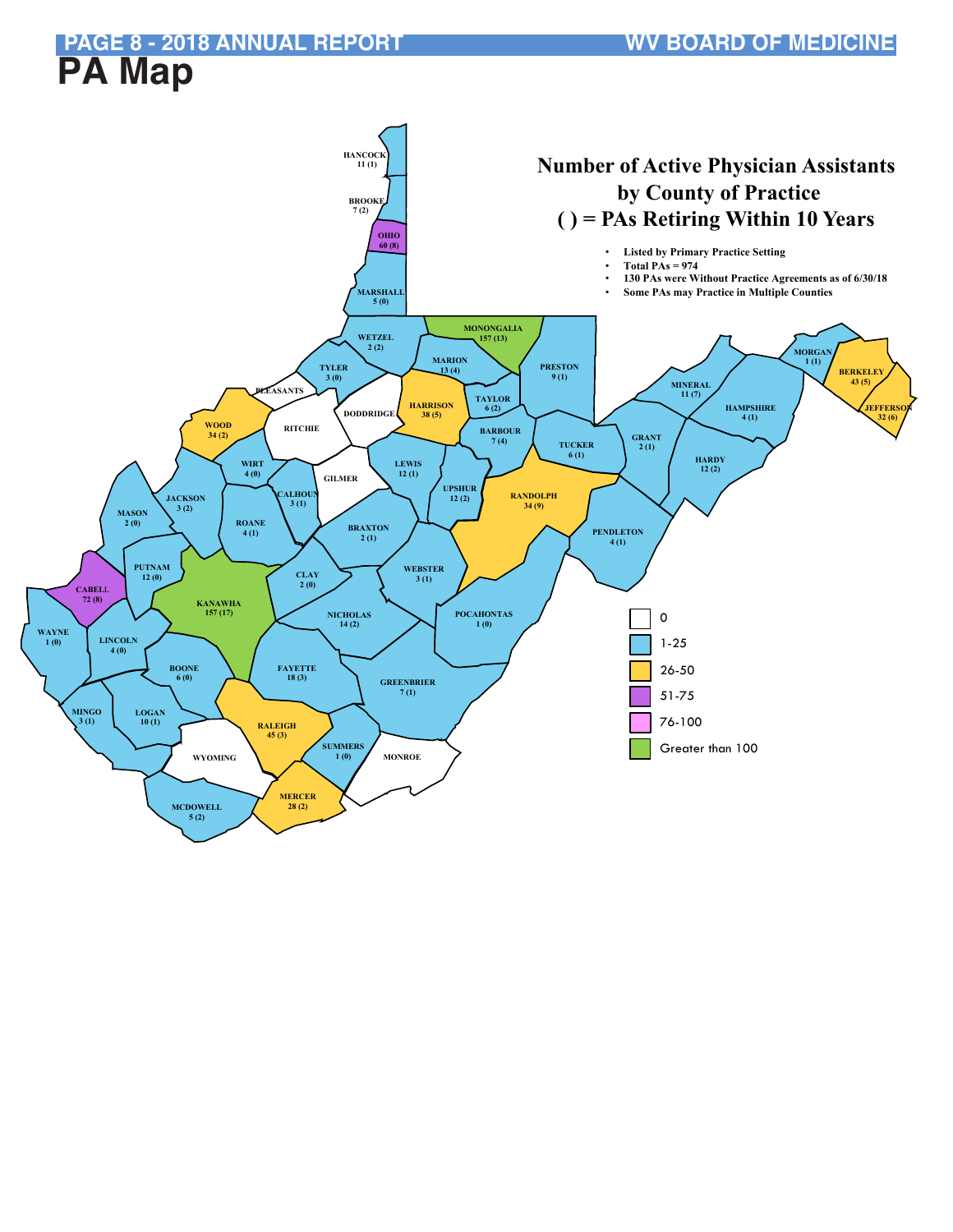# PA Map

## Number of Active Physician Assistants by County of Practice
## ( ) = PAs Retiring Within 10 Years

- Listed by Primary Practice Setting
- Total PAs = 974
- 130 PAs were Without Practice Agreements as of 6/30/18
- Some PAs may Practice in Multiple Counties

HANCOCK 11 (1)
BROOKE 7 (2)
OHIO 60 (8)
MARSHALL 5 (0)
WETZEL 2 (2)
MONONGALIA 157 (13)
PRESTON 9 (1)
MARION 13 (4)
TYLER 3 (0)
PLEASANTS
TAYLOR 6 (2)
HARRISON 38 (5)
DODDRIDGE
RITCHIE
WOOD 34 (2)
BARBOUR 7 (4)
TUCKER 6 (1)
MINERAL 11 (7)
HAMPSHIRE 4 (1)
MORGAN 1 (1)
BERKELEY 43 (5)
JEFFERSON 32 (6)
GRANT 2 (1)
HARDY 12 (2)
WIRT 4 (0)
LEWIS 12 (1)
GILMER
CALHOUN 3 (1)
UPSHUR 12 (2)
RANDOLPH 34 (9)
JACKSON 3 (2)
MASON 2 (0)
ROANE 4 (1)
BRAXTON 2 (1)
PENDLETON 4 (1)
PUTNAM 12 (0)
CLAY 2 (0)
WEBSTER 3 (1)
CABELL 72 (8)
KANAWHA 157 (17)
NICHOLAS 14 (2)
POCAHONTAS 1 (0)
WAYNE 1 (0)
LINCOLN 4 (0)
BOONE 6 (0)
FAYETTE 18 (3)
GREENBRIER 7 (1)
MINGO 3 (1)
LOGAN 10 (1)
RALEIGH 45 (3)
SUMMERS 1 (0)
MONROE
WYOMING
MERCER 28 (2)
MCDOWELL 5 (2)

0
1-25
26-50
51-75
76-100
Greater than 100